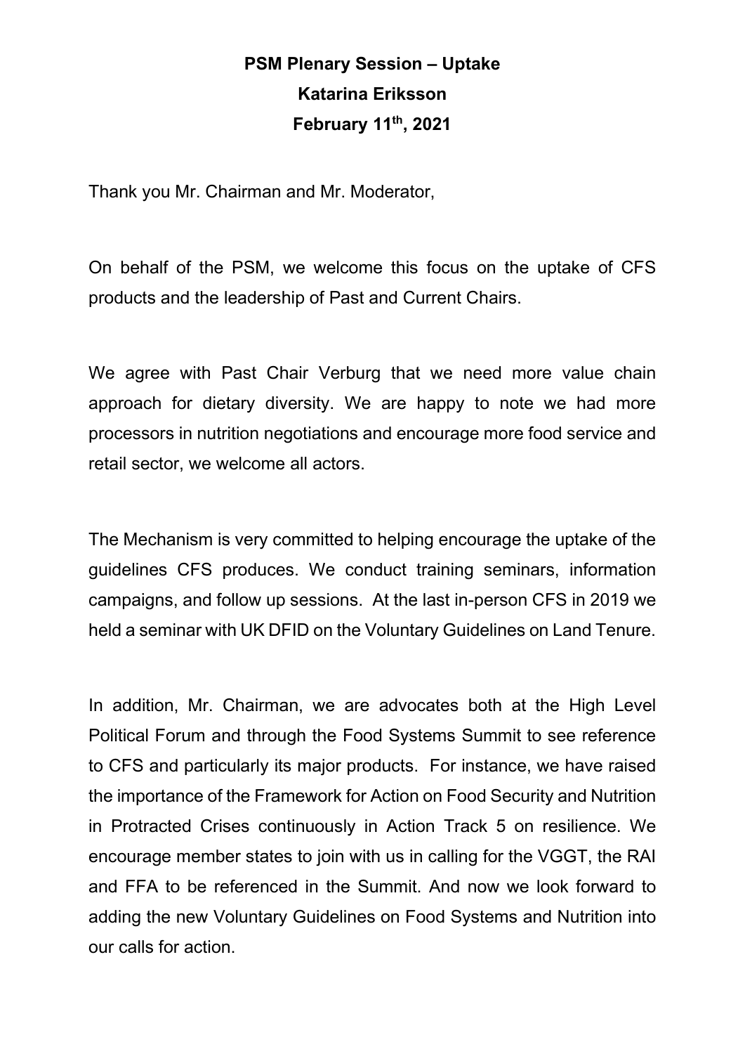**PSM Plenary Session – Uptake**

**Katarina Eriksson**

**February 11th, 2021**

Thank you Mr. Chairman and Mr. Moderator,

On behalf of the PSM, we welcome this focus on the uptake of CFS products and the leadership of Past and Current Chairs.

We agree with Past Chair Verburg that we need more value chain approach for dietary diversity. We are happy to note we had more processors in nutrition negotiations and encourage more food service and retail sector, we welcome all actors.

The Mechanism is very committed to helping encourage the uptake of the guidelines CFS produces. We conduct training seminars, information campaigns, and follow up sessions. At the last in-person CFS in 2019 we held a seminar with UK DFID on the Voluntary Guidelines on Land Tenure.

In addition, Mr. Chairman, we are advocates both at the High Level Political Forum and through the Food Systems Summit to see reference to CFS and particularly its major products. For instance, we have raised the importance of the Framework for Action on Food Security and Nutrition in Protracted Crises continuously in Action Track 5 on resilience. We encourage member states to join with us in calling for the VGGT, the RAI and FFA to be referenced in the Summit. And now we look forward to adding the new Voluntary Guidelines on Food Systems and Nutrition into our calls for action.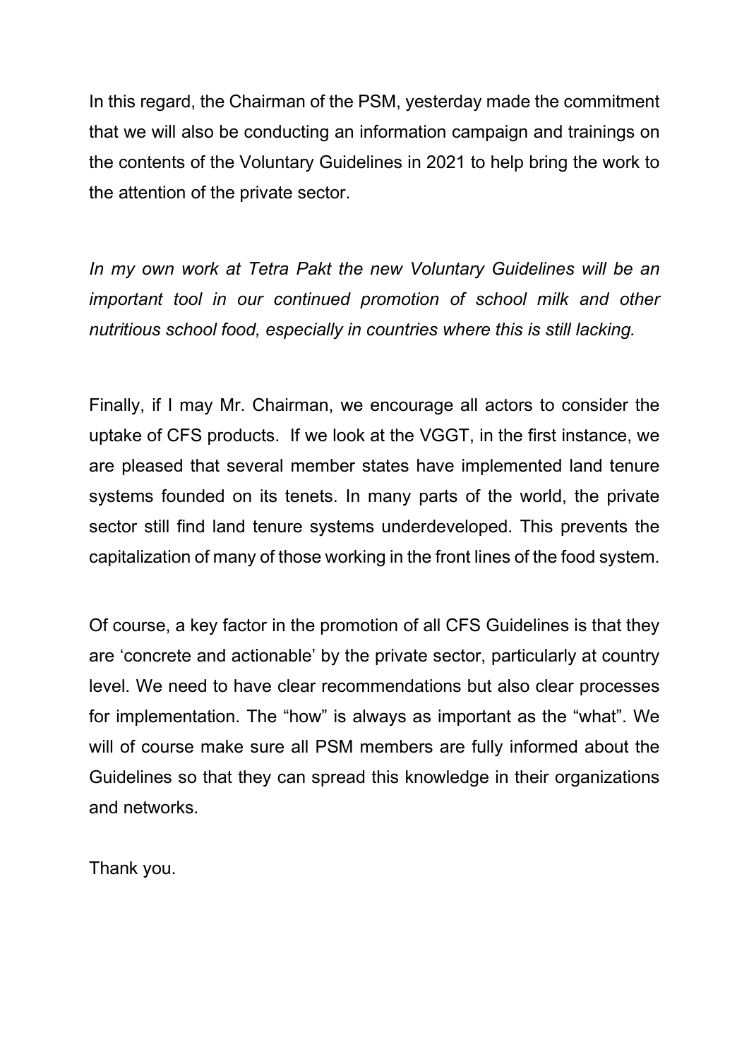In this regard, the Chairman of the PSM, yesterday made the commitment that we will also be conducting an information campaign and trainings on the contents of the Voluntary Guidelines in 2021 to help bring the work to the attention of the private sector.

*In my own work at Tetra Pakt the new Voluntary Guidelines will be an important tool in our continued promotion of school milk and other nutritious school food, especially in countries where this is still lacking.*

Finally, if I may Mr. Chairman, we encourage all actors to consider the uptake of CFS products. If we look at the VGGT, in the first instance, we are pleased that several member states have implemented land tenure systems founded on its tenets. In many parts of the world, the private sector still find land tenure systems underdeveloped. This prevents the capitalization of many of those working in the front lines of the food system.

Of course, a key factor in the promotion of all CFS Guidelines is that they are 'concrete and actionable' by the private sector, particularly at country level. We need to have clear recommendations but also clear processes for implementation. The "how" is always as important as the "what". We will of course make sure all PSM members are fully informed about the Guidelines so that they can spread this knowledge in their organizations and networks.

Thank you.